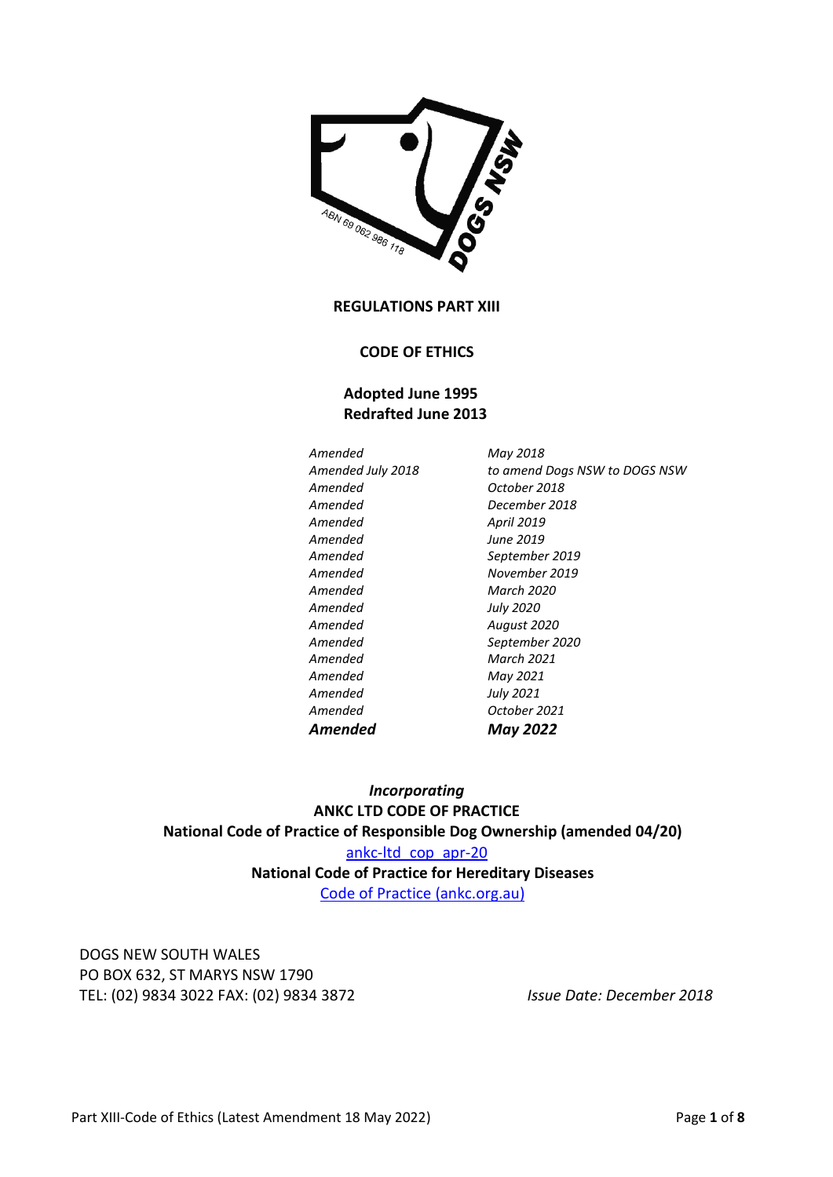# REGULATIONS PART XIII

## CODE OF ETHICS

**Adopted June 1995**
**Redrafted June 2013**

| | |
|---|---|
| *Amended* | *May 2018* |
| *Amended July 2018* | *to amend Dogs NSW to DOGS NSW* |
| *Amended* | *October 2018* |
| *Amended* | *December 2018* |
| *Amended* | *April 2019* |
| *Amended* | *June 2019* |
| *Amended* | *September 2019* |
| *Amended* | *November 2019* |
| *Amended* | *March 2020* |
| *Amended* | *July 2020* |
| *Amended* | *August 2020* |
| *Amended* | *September 2020* |
| *Amended* | *March 2021* |
| *Amended* | *May 2021* |
| *Amended* | *July 2021* |
| *Amended* | *October 2021* |
| ***Amended*** | ***May 2022*** |

***Incorporating***
**ANKC LTD CODE OF PRACTICE**
**National Code of Practice of Responsible Dog Ownership (amended 04/20)**
ankc-ltd_cop_apr-20
**National Code of Practice for Hereditary Diseases**
Code of Practice (ankc.org.au)

DOGS NEW SOUTH WALES
PO BOX 632, ST MARYS NSW 1790
TEL: (02) 9834 3022 FAX: (02) 9834 3872

*Issue Date: December 2018*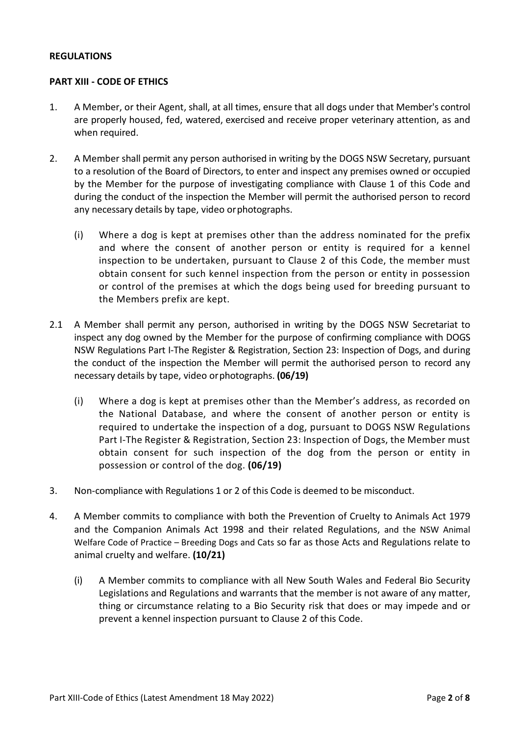**REGULATIONS**

**PART XIII - CODE OF ETHICS**

1. A Member, or their Agent, shall, at all times, ensure that all dogs under that Member's control are properly housed, fed, watered, exercised and receive proper veterinary attention, as and when required.

2. A Member shall permit any person authorised in writing by the DOGS NSW Secretary, pursuant to a resolution of the Board of Directors, to enter and inspect any premises owned or occupied by the Member for the purpose of investigating compliance with Clause 1 of this Code and during the conduct of the inspection the Member will permit the authorised person to record any necessary details by tape, video or photographs.

   (i) Where a dog is kept at premises other than the address nominated for the prefix and where the consent of another person or entity is required for a kennel inspection to be undertaken, pursuant to Clause 2 of this Code, the member must obtain consent for such kennel inspection from the person or entity in possession or control of the premises at which the dogs being used for breeding pursuant to the Members prefix are kept.

2.1 A Member shall permit any person, authorised in writing by the DOGS NSW Secretariat to inspect any dog owned by the Member for the purpose of confirming compliance with DOGS NSW Regulations Part I-The Register & Registration, Section 23: Inspection of Dogs, and during the conduct of the inspection the Member will permit the authorised person to record any necessary details by tape, video or photographs. **(06/19)**

   (i) Where a dog is kept at premises other than the Member's address, as recorded on the National Database, and where the consent of another person or entity is required to undertake the inspection of a dog, pursuant to DOGS NSW Regulations Part I-The Register & Registration, Section 23: Inspection of Dogs, the Member must obtain consent for such inspection of the dog from the person or entity in possession or control of the dog. **(06/19)**

3. Non-compliance with Regulations 1 or 2 of this Code is deemed to be misconduct.

4. A Member commits to compliance with both the Prevention of Cruelty to Animals Act 1979 and the Companion Animals Act 1998 and their related Regulations, and the NSW Animal Welfare Code of Practice – Breeding Dogs and Cats so far as those Acts and Regulations relate to animal cruelty and welfare. **(10/21)**

   (i) A Member commits to compliance with all New South Wales and Federal Bio Security Legislations and Regulations and warrants that the member is not aware of any matter, thing or circumstance relating to a Bio Security risk that does or may impede and or prevent a kennel inspection pursuant to Clause 2 of this Code.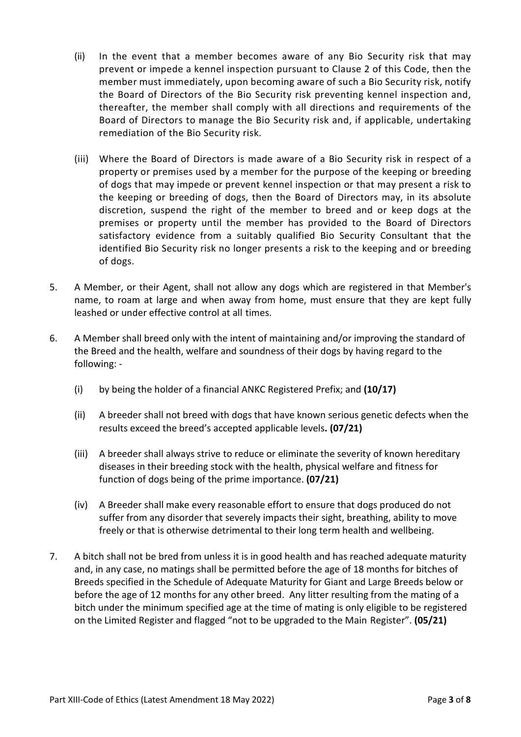(ii) In the event that a member becomes aware of any Bio Security risk that may prevent or impede a kennel inspection pursuant to Clause 2 of this Code, then the member must immediately, upon becoming aware of such a Bio Security risk, notify the Board of Directors of the Bio Security risk preventing kennel inspection and, thereafter, the member shall comply with all directions and requirements of the Board of Directors to manage the Bio Security risk and, if applicable, undertaking remediation of the Bio Security risk.

(iii) Where the Board of Directors is made aware of a Bio Security risk in respect of a property or premises used by a member for the purpose of the keeping or breeding of dogs that may impede or prevent kennel inspection or that may present a risk to the keeping or breeding of dogs, then the Board of Directors may, in its absolute discretion, suspend the right of the member to breed and or keep dogs at the premises or property until the member has provided to the Board of Directors satisfactory evidence from a suitably qualified Bio Security Consultant that the identified Bio Security risk no longer presents a risk to the keeping and or breeding of dogs.

5. A Member, or their Agent, shall not allow any dogs which are registered in that Member's name, to roam at large and when away from home, must ensure that they are kept fully leashed or under effective control at all times.

6. A Member shall breed only with the intent of maintaining and/or improving the standard of the Breed and the health, welfare and soundness of their dogs by having regard to the following: -

   (i) by being the holder of a financial ANKC Registered Prefix; and **(10/17)**

   (ii) A breeder shall not breed with dogs that have known serious genetic defects when the results exceed the breed's accepted applicable levels**. (07/21)**

   (iii) A breeder shall always strive to reduce or eliminate the severity of known hereditary diseases in their breeding stock with the health, physical welfare and fitness for function of dogs being of the prime importance. **(07/21)**

   (iv) A Breeder shall make every reasonable effort to ensure that dogs produced do not suffer from any disorder that severely impacts their sight, breathing, ability to move freely or that is otherwise detrimental to their long term health and wellbeing.

7. A bitch shall not be bred from unless it is in good health and has reached adequate maturity and, in any case, no matings shall be permitted before the age of 18 months for bitches of Breeds specified in the Schedule of Adequate Maturity for Giant and Large Breeds below or before the age of 12 months for any other breed. Any litter resulting from the mating of a bitch under the minimum specified age at the time of mating is only eligible to be registered on the Limited Register and flagged "not to be upgraded to the Main Register". **(05/21)**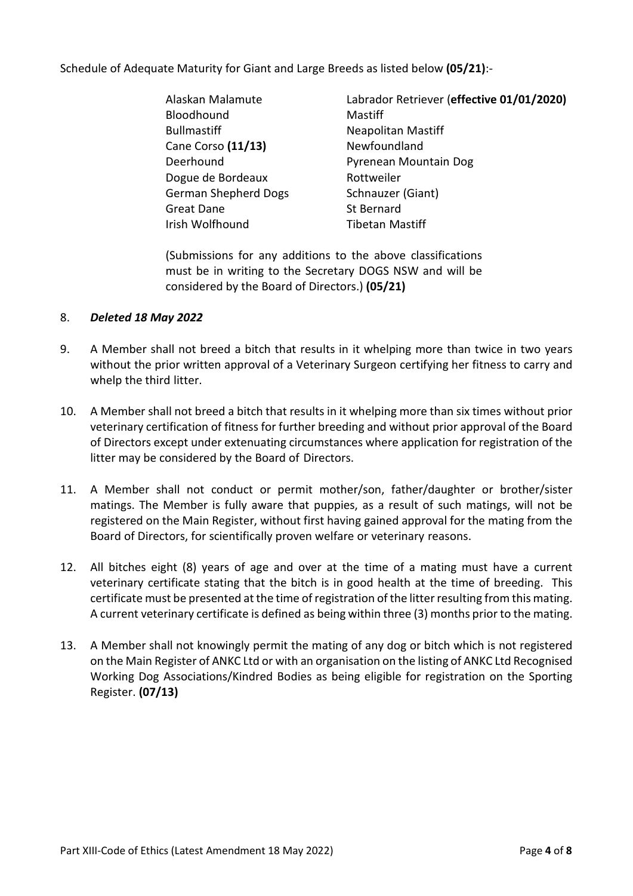Schedule of Adequate Maturity for Giant and Large Breeds as listed below **(05/21)**:-

| | |
|---|---|
| Alaskan Malamute | Labrador Retriever (**effective 01/01/2020)** |
| Bloodhound | Mastiff |
| Bullmastiff | Neapolitan Mastiff |
| Cane Corso **(11/13)** | Newfoundland |
| Deerhound | Pyrenean Mountain Dog |
| Dogue de Bordeaux | Rottweiler |
| German Shepherd Dogs | Schnauzer (Giant) |
| Great Dane | St Bernard |
| Irish Wolfhound | Tibetan Mastiff |

(Submissions for any additions to the above classifications must be in writing to the Secretary DOGS NSW and will be considered by the Board of Directors.) **(05/21)**

8. ***Deleted 18 May 2022***

9. A Member shall not breed a bitch that results in it whelping more than twice in two years without the prior written approval of a Veterinary Surgeon certifying her fitness to carry and whelp the third litter.

10. A Member shall not breed a bitch that results in it whelping more than six times without prior veterinary certification of fitness for further breeding and without prior approval of the Board of Directors except under extenuating circumstances where application for registration of the litter may be considered by the Board of Directors.

11. A Member shall not conduct or permit mother/son, father/daughter or brother/sister matings. The Member is fully aware that puppies, as a result of such matings, will not be registered on the Main Register, without first having gained approval for the mating from the Board of Directors, for scientifically proven welfare or veterinary reasons.

12. All bitches eight (8) years of age and over at the time of a mating must have a current veterinary certificate stating that the bitch is in good health at the time of breeding. This certificate must be presented at the time of registration of the litter resulting from this mating. A current veterinary certificate is defined as being within three (3) months prior to the mating.

13. A Member shall not knowingly permit the mating of any dog or bitch which is not registered on the Main Register of ANKC Ltd or with an organisation on the listing of ANKC Ltd Recognised Working Dog Associations/Kindred Bodies as being eligible for registration on the Sporting Register. **(07/13)**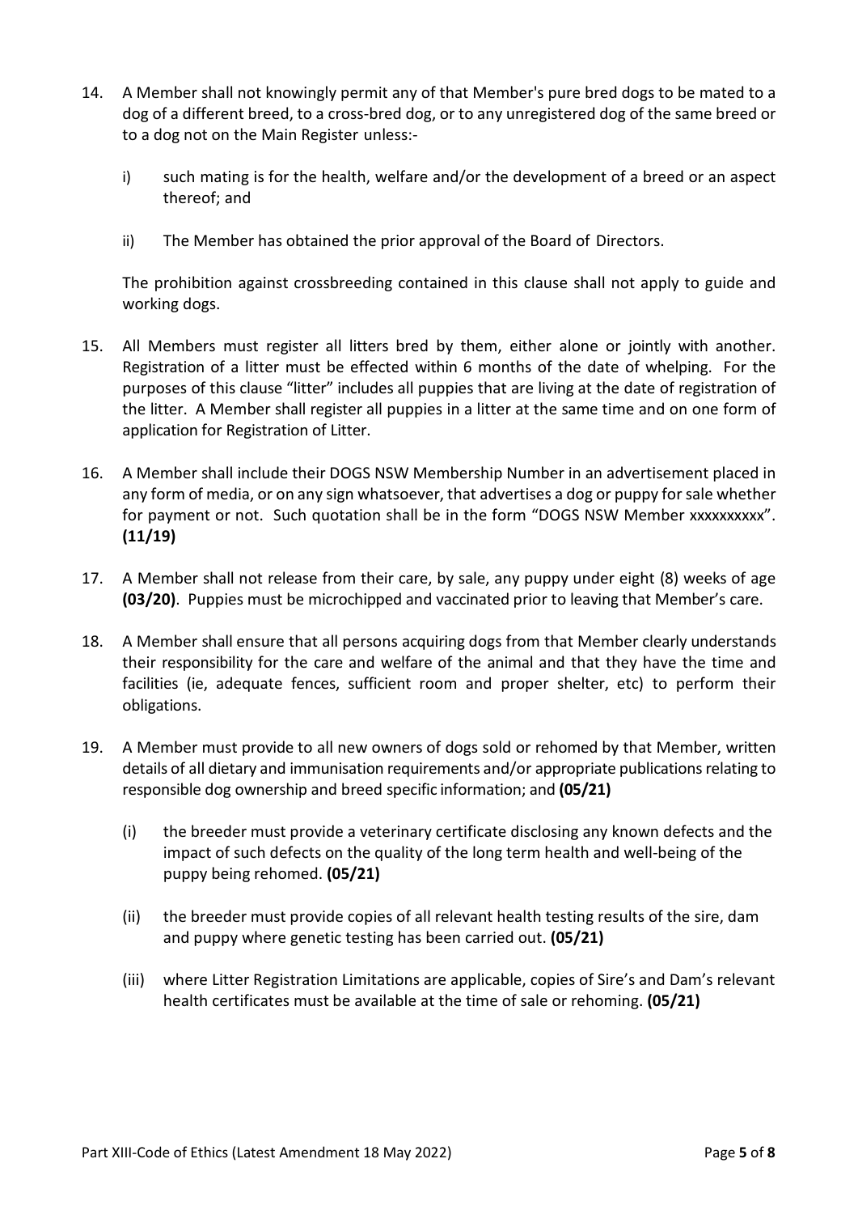14. A Member shall not knowingly permit any of that Member's pure bred dogs to be mated to a dog of a different breed, to a cross-bred dog, or to any unregistered dog of the same breed or to a dog not on the Main Register unless:-

    i) such mating is for the health, welfare and/or the development of a breed or an aspect thereof; and

    ii) The Member has obtained the prior approval of the Board of Directors.

    The prohibition against crossbreeding contained in this clause shall not apply to guide and working dogs.

15. All Members must register all litters bred by them, either alone or jointly with another. Registration of a litter must be effected within 6 months of the date of whelping. For the purposes of this clause "litter" includes all puppies that are living at the date of registration of the litter. A Member shall register all puppies in a litter at the same time and on one form of application for Registration of Litter.

16. A Member shall include their DOGS NSW Membership Number in an advertisement placed in any form of media, or on any sign whatsoever, that advertises a dog or puppy for sale whether for payment or not. Such quotation shall be in the form "DOGS NSW Member xxxxxxxxxx". **(11/19)**

17. A Member shall not release from their care, by sale, any puppy under eight (8) weeks of age **(03/20)**. Puppies must be microchipped and vaccinated prior to leaving that Member's care.

18. A Member shall ensure that all persons acquiring dogs from that Member clearly understands their responsibility for the care and welfare of the animal and that they have the time and facilities (ie, adequate fences, sufficient room and proper shelter, etc) to perform their obligations.

19. A Member must provide to all new owners of dogs sold or rehomed by that Member, written details of all dietary and immunisation requirements and/or appropriate publications relating to responsible dog ownership and breed specific information; and **(05/21)**

    (i) the breeder must provide a veterinary certificate disclosing any known defects and the impact of such defects on the quality of the long term health and well-being of the puppy being rehomed. **(05/21)**

    (ii) the breeder must provide copies of all relevant health testing results of the sire, dam and puppy where genetic testing has been carried out. **(05/21)**

    (iii) where Litter Registration Limitations are applicable, copies of Sire's and Dam's relevant health certificates must be available at the time of sale or rehoming. **(05/21)**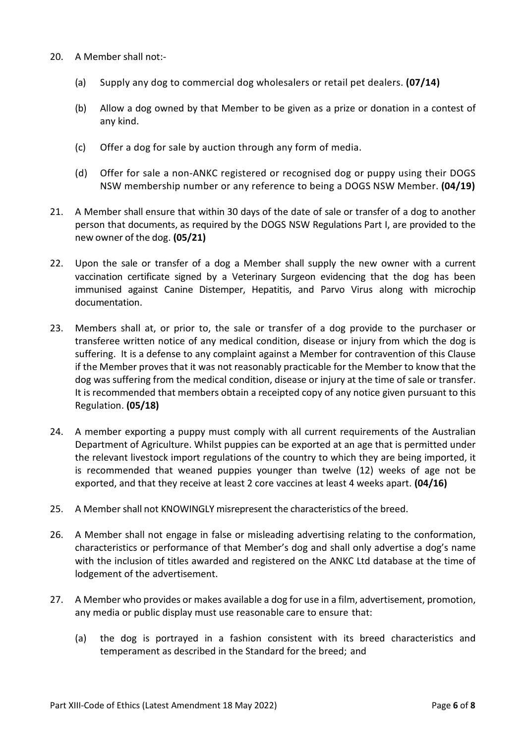20. A Member shall not:-

    (a) Supply any dog to commercial dog wholesalers or retail pet dealers. **(07/14)**

    (b) Allow a dog owned by that Member to be given as a prize or donation in a contest of any kind.

    (c) Offer a dog for sale by auction through any form of media.

    (d) Offer for sale a non-ANKC registered or recognised dog or puppy using their DOGS NSW membership number or any reference to being a DOGS NSW Member. **(04/19)**

21. A Member shall ensure that within 30 days of the date of sale or transfer of a dog to another person that documents, as required by the DOGS NSW Regulations Part I, are provided to the new owner of the dog. **(05/21)**

22. Upon the sale or transfer of a dog a Member shall supply the new owner with a current vaccination certificate signed by a Veterinary Surgeon evidencing that the dog has been immunised against Canine Distemper, Hepatitis, and Parvo Virus along with microchip documentation.

23. Members shall at, or prior to, the sale or transfer of a dog provide to the purchaser or transferee written notice of any medical condition, disease or injury from which the dog is suffering. It is a defense to any complaint against a Member for contravention of this Clause if the Member proves that it was not reasonably practicable for the Member to know that the dog was suffering from the medical condition, disease or injury at the time of sale or transfer. It is recommended that members obtain a receipted copy of any notice given pursuant to this Regulation. **(05/18)**

24. A member exporting a puppy must comply with all current requirements of the Australian Department of Agriculture. Whilst puppies can be exported at an age that is permitted under the relevant livestock import regulations of the country to which they are being imported, it is recommended that weaned puppies younger than twelve (12) weeks of age not be exported, and that they receive at least 2 core vaccines at least 4 weeks apart. **(04/16)**

25. A Member shall not KNOWINGLY misrepresent the characteristics of the breed.

26. A Member shall not engage in false or misleading advertising relating to the conformation, characteristics or performance of that Member's dog and shall only advertise a dog's name with the inclusion of titles awarded and registered on the ANKC Ltd database at the time of lodgement of the advertisement.

27. A Member who provides or makes available a dog for use in a film, advertisement, promotion, any media or public display must use reasonable care to ensure that:

    (a) the dog is portrayed in a fashion consistent with its breed characteristics and temperament as described in the Standard for the breed; and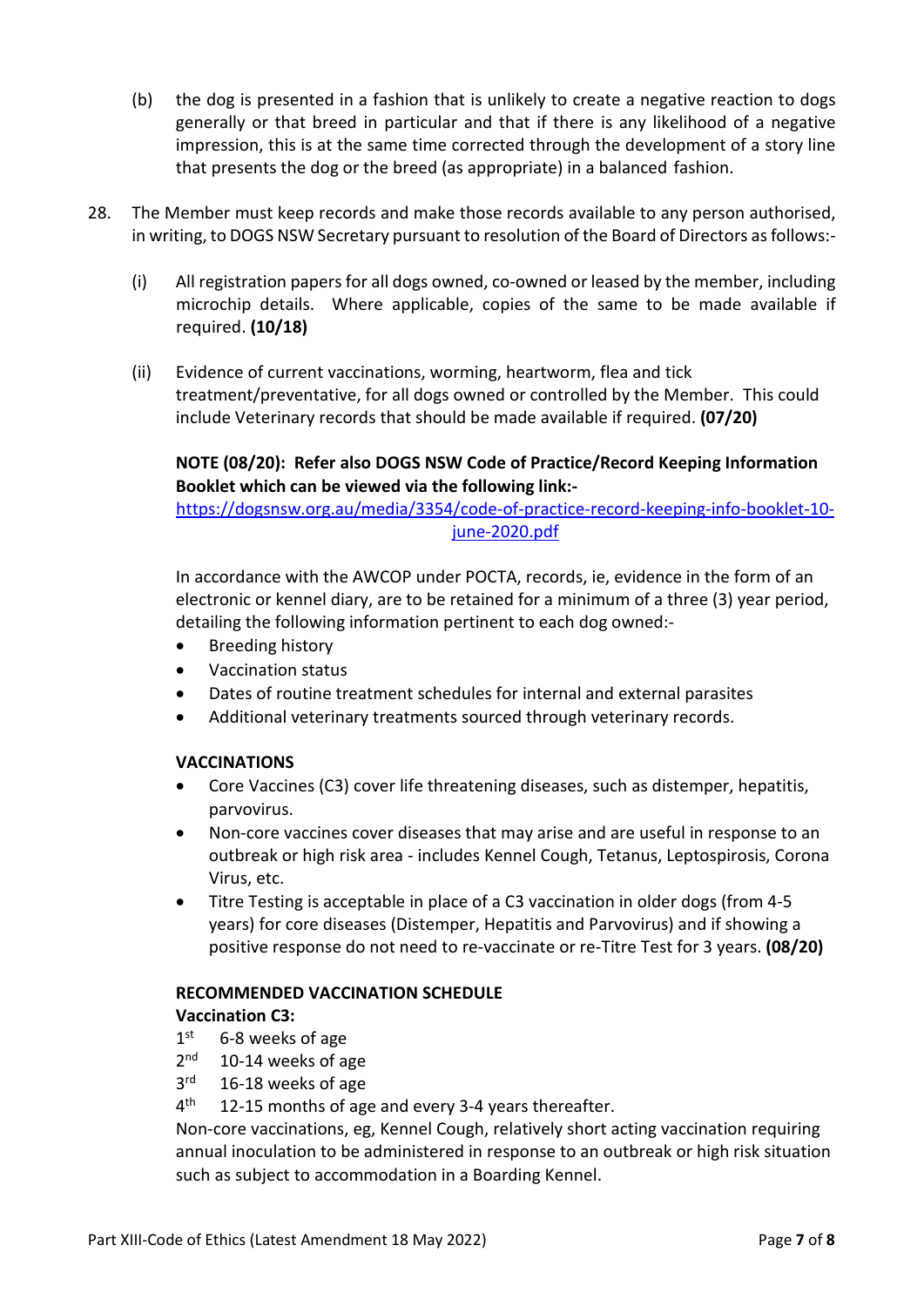(b) the dog is presented in a fashion that is unlikely to create a negative reaction to dogs generally or that breed in particular and that if there is any likelihood of a negative impression, this is at the same time corrected through the development of a story line that presents the dog or the breed (as appropriate) in a balanced fashion.

28. The Member must keep records and make those records available to any person authorised, in writing, to DOGS NSW Secretary pursuant to resolution of the Board of Directors as follows:-

(i) All registration papers for all dogs owned, co-owned or leased by the member, including microchip details. Where applicable, copies of the same to be made available if required. **(10/18)**

(ii) Evidence of current vaccinations, worming, heartworm, flea and tick treatment/preventative, for all dogs owned or controlled by the Member. This could include Veterinary records that should be made available if required. **(07/20)**

**NOTE (08/20): Refer also DOGS NSW Code of Practice/Record Keeping Information Booklet which can be viewed via the following link:-**
https://dogsnsw.org.au/media/3354/code-of-practice-record-keeping-info-booklet-10-june-2020.pdf

In accordance with the AWCOP under POCTA, records, ie, evidence in the form of an electronic or kennel diary, are to be retained for a minimum of a three (3) year period, detailing the following information pertinent to each dog owned:-

- Breeding history
- Vaccination status
- Dates of routine treatment schedules for internal and external parasites
- Additional veterinary treatments sourced through veterinary records.

**VACCINATIONS**

- Core Vaccines (C3) cover life threatening diseases, such as distemper, hepatitis, parvovirus.
- Non-core vaccines cover diseases that may arise and are useful in response to an outbreak or high risk area - includes Kennel Cough, Tetanus, Leptospirosis, Corona Virus, etc.
- Titre Testing is acceptable in place of a C3 vaccination in older dogs (from 4-5 years) for core diseases (Distemper, Hepatitis and Parvovirus) and if showing a positive response do not need to re-vaccinate or re-Titre Test for 3 years. **(08/20)**

**RECOMMENDED VACCINATION SCHEDULE**

**Vaccination C3:**

1st 6-8 weeks of age
2nd 10-14 weeks of age
3rd 16-18 weeks of age
4th 12-15 months of age and every 3-4 years thereafter.

Non-core vaccinations, eg, Kennel Cough, relatively short acting vaccination requiring annual inoculation to be administered in response to an outbreak or high risk situation such as subject to accommodation in a Boarding Kennel.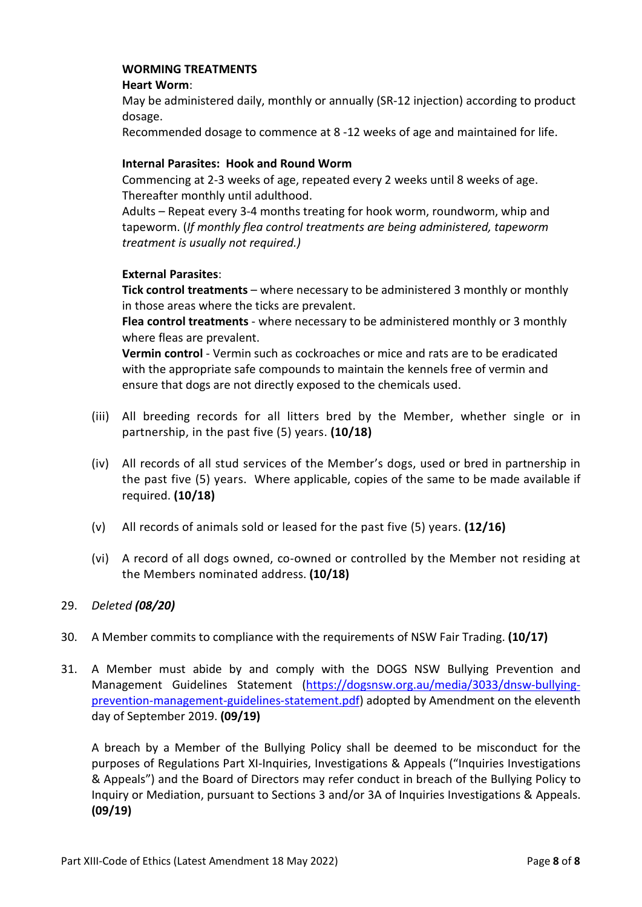**WORMING TREATMENTS**

**Heart Worm**:

May be administered daily, monthly or annually (SR-12 injection) according to product dosage.

Recommended dosage to commence at 8 -12 weeks of age and maintained for life.

**Internal Parasites: Hook and Round Worm**

Commencing at 2-3 weeks of age, repeated every 2 weeks until 8 weeks of age. Thereafter monthly until adulthood.

Adults – Repeat every 3-4 months treating for hook worm, roundworm, whip and tapeworm. (*If monthly flea control treatments are being administered, tapeworm treatment is usually not required.)*

**External Parasites**:

**Tick control treatments** – where necessary to be administered 3 monthly or monthly in those areas where the ticks are prevalent.

**Flea control treatments** - where necessary to be administered monthly or 3 monthly where fleas are prevalent.

**Vermin control** - Vermin such as cockroaches or mice and rats are to be eradicated with the appropriate safe compounds to maintain the kennels free of vermin and ensure that dogs are not directly exposed to the chemicals used.

(iii) All breeding records for all litters bred by the Member, whether single or in partnership, in the past five (5) years. **(10/18)**

(iv) All records of all stud services of the Member's dogs, used or bred in partnership in the past five (5) years. Where applicable, copies of the same to be made available if required. **(10/18)**

(v) All records of animals sold or leased for the past five (5) years. **(12/16)**

(vi) A record of all dogs owned, co-owned or controlled by the Member not residing at the Members nominated address. **(10/18)**

29. *Deleted **(08/20)***

30. A Member commits to compliance with the requirements of NSW Fair Trading. **(10/17)**

31. A Member must abide by and comply with the DOGS NSW Bullying Prevention and Management Guidelines Statement ([https://dogsnsw.org.au/media/3033/dnsw-bullying-prevention-management-guidelines-statement.pdf](https://dogsnsw.org.au/media/3033/dnsw-bullying-prevention-management-guidelines-statement.pdf)) adopted by Amendment on the eleventh day of September 2019. **(09/19)**

    A breach by a Member of the Bullying Policy shall be deemed to be misconduct for the purposes of Regulations Part XI-Inquiries, Investigations & Appeals ("Inquiries Investigations & Appeals") and the Board of Directors may refer conduct in breach of the Bullying Policy to Inquiry or Mediation, pursuant to Sections 3 and/or 3A of Inquiries Investigations & Appeals. **(09/19)**